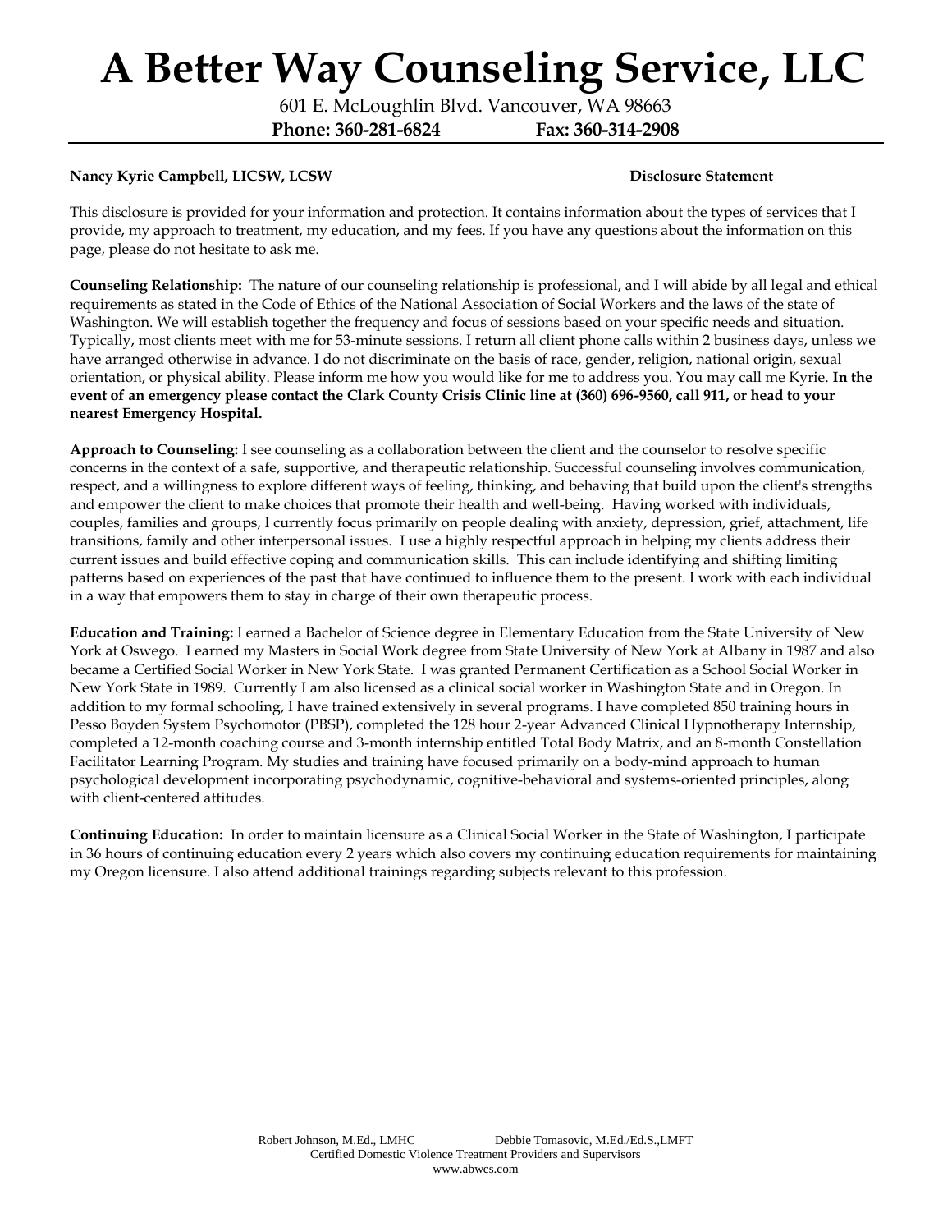# A Better Way Counseling Service, LLC

601 E. McLoughlin Blvd. Vancouver, WA 98663

**Phone: 360-281-6824** **Fax: 360-314-2908**

**Nancy Kyrie Campbell, LICSW, LCSW** **Disclosure Statement**

This disclosure is provided for your information and protection. It contains information about the types of services that I provide, my approach to treatment, my education, and my fees. If you have any questions about the information on this page, please do not hesitate to ask me.

**Counseling Relationship:** The nature of our counseling relationship is professional, and I will abide by all legal and ethical requirements as stated in the Code of Ethics of the National Association of Social Workers and the laws of the state of Washington. We will establish together the frequency and focus of sessions based on your specific needs and situation. Typically, most clients meet with me for 53-minute sessions. I return all client phone calls within 2 business days, unless we have arranged otherwise in advance. I do not discriminate on the basis of race, gender, religion, national origin, sexual orientation, or physical ability. Please inform me how you would like for me to address you. You may call me Kyrie. **In the event of an emergency please contact the Clark County Crisis Clinic line at (360) 696-9560, call 911, or head to your nearest Emergency Hospital.**

**Approach to Counseling:** I see counseling as a collaboration between the client and the counselor to resolve specific concerns in the context of a safe, supportive, and therapeutic relationship. Successful counseling involves communication, respect, and a willingness to explore different ways of feeling, thinking, and behaving that build upon the client's strengths and empower the client to make choices that promote their health and well-being. Having worked with individuals, couples, families and groups, I currently focus primarily on people dealing with anxiety, depression, grief, attachment, life transitions, family and other interpersonal issues. I use a highly respectful approach in helping my clients address their current issues and build effective coping and communication skills. This can include identifying and shifting limiting patterns based on experiences of the past that have continued to influence them to the present. I work with each individual in a way that empowers them to stay in charge of their own therapeutic process.

**Education and Training:** I earned a Bachelor of Science degree in Elementary Education from the State University of New York at Oswego. I earned my Masters in Social Work degree from State University of New York at Albany in 1987 and also became a Certified Social Worker in New York State. I was granted Permanent Certification as a School Social Worker in New York State in 1989. Currently I am also licensed as a clinical social worker in Washington State and in Oregon. In addition to my formal schooling, I have trained extensively in several programs. I have completed 850 training hours in Pesso Boyden System Psychomotor (PBSP), completed the 128 hour 2-year Advanced Clinical Hypnotherapy Internship, completed a 12-month coaching course and 3-month internship entitled Total Body Matrix, and an 8-month Constellation Facilitator Learning Program. My studies and training have focused primarily on a body-mind approach to human psychological development incorporating psychodynamic, cognitive-behavioral and systems-oriented principles, along with client-centered attitudes.

**Continuing Education:** In order to maintain licensure as a Clinical Social Worker in the State of Washington, I participate in 36 hours of continuing education every 2 years which also covers my continuing education requirements for maintaining my Oregon licensure. I also attend additional trainings regarding subjects relevant to this profession.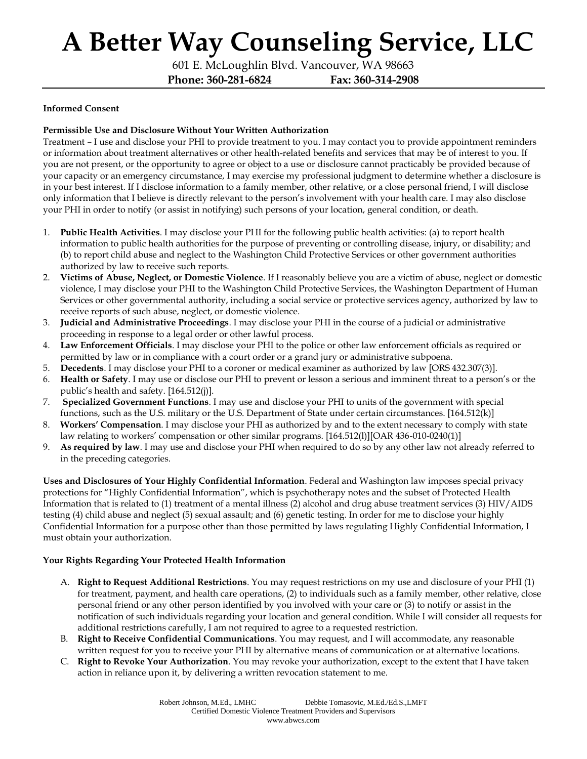# A Better Way Counseling Service, LLC

601 E. McLoughlin Blvd. Vancouver, WA 98663

**Phone: 360-281-6824 Fax: 360-314-2908**

---

**Informed Consent**

**Permissible Use and Disclosure Without Your Written Authorization**

Treatment – I use and disclose your PHI to provide treatment to you. I may contact you to provide appointment reminders or information about treatment alternatives or other health-related benefits and services that may be of interest to you. If you are not present, or the opportunity to agree or object to a use or disclosure cannot practicably be provided because of your capacity or an emergency circumstance, I may exercise my professional judgment to determine whether a disclosure is in your best interest. If I disclose information to a family member, other relative, or a close personal friend, I will disclose only information that I believe is directly relevant to the person's involvement with your health care. I may also disclose your PHI in order to notify (or assist in notifying) such persons of your location, general condition, or death.

1. **Public Health Activities**. I may disclose your PHI for the following public health activities: (a) to report health information to public health authorities for the purpose of preventing or controlling disease, injury, or disability; and (b) to report child abuse and neglect to the Washington Child Protective Services or other government authorities authorized by law to receive such reports.
2. **Victims of Abuse, Neglect, or Domestic Violence**. If I reasonably believe you are a victim of abuse, neglect or domestic violence, I may disclose your PHI to the Washington Child Protective Services, the Washington Department of Human Services or other governmental authority, including a social service or protective services agency, authorized by law to receive reports of such abuse, neglect, or domestic violence.
3. **Judicial and Administrative Proceedings**. I may disclose your PHI in the course of a judicial or administrative proceeding in response to a legal order or other lawful process.
4. **Law Enforcement Officials**. I may disclose your PHI to the police or other law enforcement officials as required or permitted by law or in compliance with a court order or a grand jury or administrative subpoena.
5. **Decedents**. I may disclose your PHI to a coroner or medical examiner as authorized by law [ORS 432.307(3)].
6. **Health or Safety**. I may use or disclose our PHI to prevent or lesson a serious and imminent threat to a person's or the public's health and safety. [164.512(j)].
7. **Specialized Government Functions**. I may use and disclose your PHI to units of the government with special functions, such as the U.S. military or the U.S. Department of State under certain circumstances. [164.512(k)]
8. **Workers' Compensation**. I may disclose your PHI as authorized by and to the extent necessary to comply with state law relating to workers' compensation or other similar programs. [164.512(l)][OAR 436-010-0240(1)]
9. **As required by law**. I may use and disclose your PHI when required to do so by any other law not already referred to in the preceding categories.

**Uses and Disclosures of Your Highly Confidential Information**. Federal and Washington law imposes special privacy protections for "Highly Confidential Information", which is psychotherapy notes and the subset of Protected Health Information that is related to (1) treatment of a mental illness (2) alcohol and drug abuse treatment services (3) HIV/AIDS testing (4) child abuse and neglect (5) sexual assault; and (6) genetic testing. In order for me to disclose your highly Confidential Information for a purpose other than those permitted by laws regulating Highly Confidential Information, I must obtain your authorization.

**Your Rights Regarding Your Protected Health Information**

A. **Right to Request Additional Restrictions**. You may request restrictions on my use and disclosure of your PHI (1) for treatment, payment, and health care operations, (2) to individuals such as a family member, other relative, close personal friend or any other person identified by you involved with your care or (3) to notify or assist in the notification of such individuals regarding your location and general condition. While I will consider all requests for additional restrictions carefully, I am not required to agree to a requested restriction.
B. **Right to Receive Confidential Communications**. You may request, and I will accommodate, any reasonable written request for you to receive your PHI by alternative means of communication or at alternative locations.
C. **Right to Revoke Your Authorization**. You may revoke your authorization, except to the extent that I have taken action in reliance upon it, by delivering a written revocation statement to me.

Robert Johnson, M.Ed., LMHC Debbie Tomasovic, M.Ed./Ed.S.,LMFT
Certified Domestic Violence Treatment Providers and Supervisors
www.abwcs.com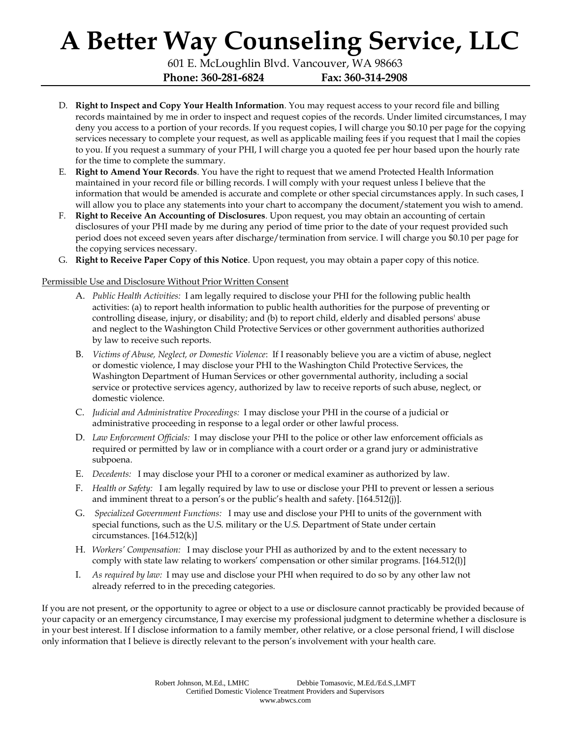D. **Right to Inspect and Copy Your Health Information**. You may request access to your record file and billing records maintained by me in order to inspect and request copies of the records. Under limited circumstances, I may deny you access to a portion of your records. If you request copies, I will charge you $0.10 per page for the copying services necessary to complete your request, as well as applicable mailing fees if you request that I mail the copies to you. If you request a summary of your PHI, I will charge you a quoted fee per hour based upon the hourly rate for the time to complete the summary.

E. **Right to Amend Your Records**. You have the right to request that we amend Protected Health Information maintained in your record file or billing records. I will comply with your request unless I believe that the information that would be amended is accurate and complete or other special circumstances apply. In such cases, I will allow you to place any statements into your chart to accompany the document/statement you wish to amend.

F. **Right to Receive An Accounting of Disclosures**. Upon request, you may obtain an accounting of certain disclosures of your PHI made by me during any period of time prior to the date of your request provided such period does not exceed seven years after discharge/termination from service. I will charge you $0.10 per page for the copying services necessary.

G. **Right to Receive Paper Copy of this Notice**. Upon request, you may obtain a paper copy of this notice.

<u>Permissible Use and Disclosure Without Prior Written Consent</u>

A. *Public Health Activities:* I am legally required to disclose your PHI for the following public health activities: (a) to report health information to public health authorities for the purpose of preventing or controlling disease, injury, or disability; and (b) to report child, elderly and disabled persons' abuse and neglect to the Washington Child Protective Services or other government authorities authorized by law to receive such reports.

B. *Victims of Abuse, Neglect, or Domestic Violence*: If I reasonably believe you are a victim of abuse, neglect or domestic violence, I may disclose your PHI to the Washington Child Protective Services, the Washington Department of Human Services or other governmental authority, including a social service or protective services agency, authorized by law to receive reports of such abuse, neglect, or domestic violence.

C. *Judicial and Administrative Proceedings:* I may disclose your PHI in the course of a judicial or administrative proceeding in response to a legal order or other lawful process.

D. *Law Enforcement Officials:* I may disclose your PHI to the police or other law enforcement officials as required or permitted by law or in compliance with a court order or a grand jury or administrative subpoena.

E. *Decedents:* I may disclose your PHI to a coroner or medical examiner as authorized by law.

F. *Health or Safety:* I am legally required by law to use or disclose your PHI to prevent or lessen a serious and imminent threat to a person's or the public's health and safety. [164.512(j)].

G. *Specialized Government Functions:* I may use and disclose your PHI to units of the government with special functions, such as the U.S. military or the U.S. Department of State under certain circumstances. [164.512(k)]

H. *Workers' Compensation:* I may disclose your PHI as authorized by and to the extent necessary to comply with state law relating to workers' compensation or other similar programs. [164.512(l)]

I. *As required by law:* I may use and disclose your PHI when required to do so by any other law not already referred to in the preceding categories.

If you are not present, or the opportunity to agree or object to a use or disclosure cannot practicably be provided because of your capacity or an emergency circumstance, I may exercise my professional judgment to determine whether a disclosure is in your best interest. If I disclose information to a family member, other relative, or a close personal friend, I will disclose only information that I believe is directly relevant to the person's involvement with your health care.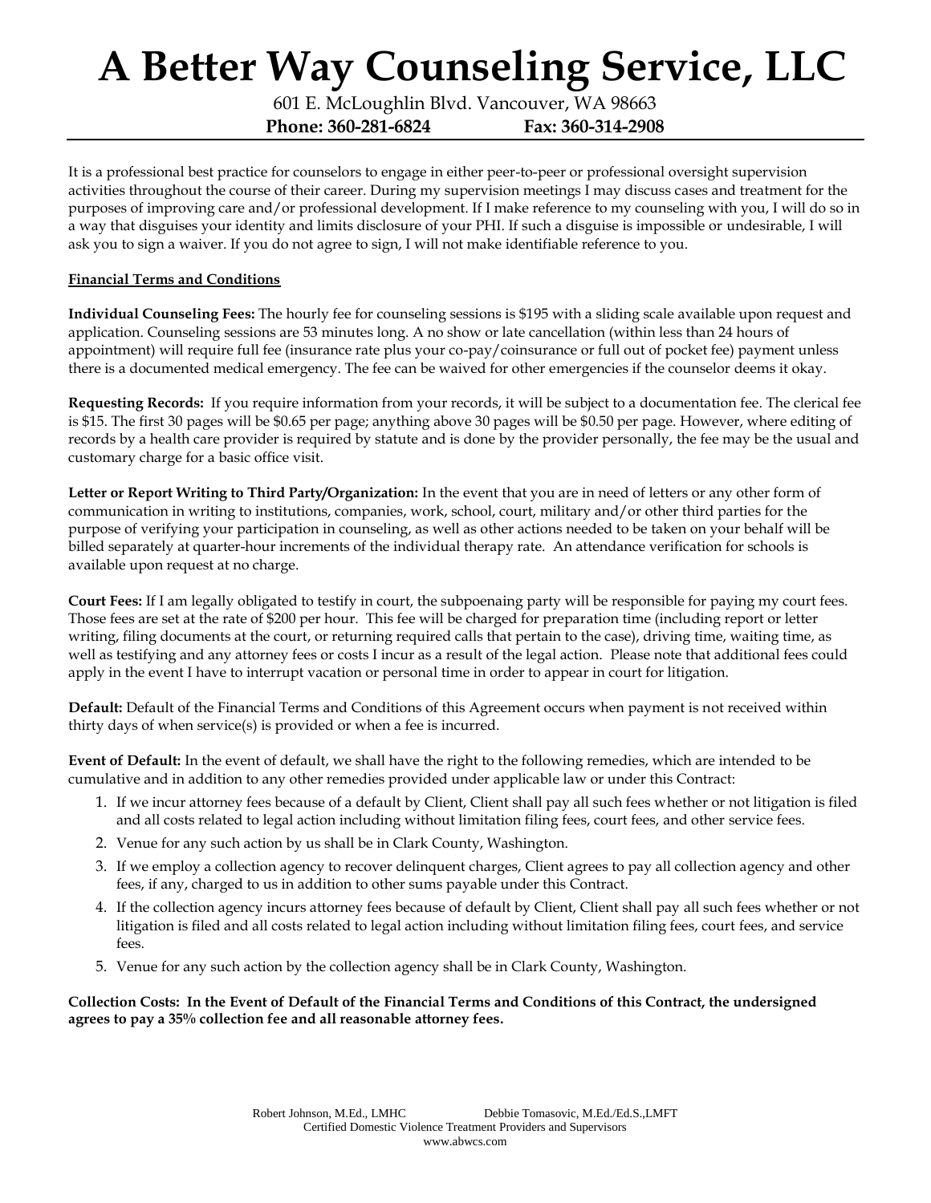# A Better Way Counseling Service, LLC

601 E. McLoughlin Blvd. Vancouver, WA 98663

**Phone: 360-281-6824 Fax: 360-314-2908**

It is a professional best practice for counselors to engage in either peer-to-peer or professional oversight supervision activities throughout the course of their career. During my supervision meetings I may discuss cases and treatment for the purposes of improving care and/or professional development. If I make reference to my counseling with you, I will do so in a way that disguises your identity and limits disclosure of your PHI. If such a disguise is impossible or undesirable, I will ask you to sign a waiver. If you do not agree to sign, I will not make identifiable reference to you.

**Financial Terms and Conditions**

**Individual Counseling Fees:** The hourly fee for counseling sessions is $195 with a sliding scale available upon request and application. Counseling sessions are 53 minutes long. A no show or late cancellation (within less than 24 hours of appointment) will require full fee (insurance rate plus your co-pay/coinsurance or full out of pocket fee) payment unless there is a documented medical emergency. The fee can be waived for other emergencies if the counselor deems it okay.

**Requesting Records:** If you require information from your records, it will be subject to a documentation fee. The clerical fee is $15. The first 30 pages will be $0.65 per page; anything above 30 pages will be $0.50 per page. However, where editing of records by a health care provider is required by statute and is done by the provider personally, the fee may be the usual and customary charge for a basic office visit.

**Letter or Report Writing to Third Party/Organization:** In the event that you are in need of letters or any other form of communication in writing to institutions, companies, work, school, court, military and/or other third parties for the purpose of verifying your participation in counseling, as well as other actions needed to be taken on your behalf will be billed separately at quarter-hour increments of the individual therapy rate. An attendance verification for schools is available upon request at no charge.

**Court Fees:** If I am legally obligated to testify in court, the subpoenaing party will be responsible for paying my court fees. Those fees are set at the rate of $200 per hour. This fee will be charged for preparation time (including report or letter writing, filing documents at the court, or returning required calls that pertain to the case), driving time, waiting time, as well as testifying and any attorney fees or costs I incur as a result of the legal action. Please note that additional fees could apply in the event I have to interrupt vacation or personal time in order to appear in court for litigation.

**Default:** Default of the Financial Terms and Conditions of this Agreement occurs when payment is not received within thirty days of when service(s) is provided or when a fee is incurred.

**Event of Default:** In the event of default, we shall have the right to the following remedies, which are intended to be cumulative and in addition to any other remedies provided under applicable law or under this Contract:

1. If we incur attorney fees because of a default by Client, Client shall pay all such fees whether or not litigation is filed and all costs related to legal action including without limitation filing fees, court fees, and other service fees.
2. Venue for any such action by us shall be in Clark County, Washington.
3. If we employ a collection agency to recover delinquent charges, Client agrees to pay all collection agency and other fees, if any, charged to us in addition to other sums payable under this Contract.
4. If the collection agency incurs attorney fees because of default by Client, Client shall pay all such fees whether or not litigation is filed and all costs related to legal action including without limitation filing fees, court fees, and service fees.
5. Venue for any such action by the collection agency shall be in Clark County, Washington.

**Collection Costs: In the Event of Default of the Financial Terms and Conditions of this Contract, the undersigned agrees to pay a 35% collection fee and all reasonable attorney fees.**

Robert Johnson, M.Ed., LMHC Debbie Tomasovic, M.Ed./Ed.S.,LMFT
Certified Domestic Violence Treatment Providers and Supervisors
www.abwcs.com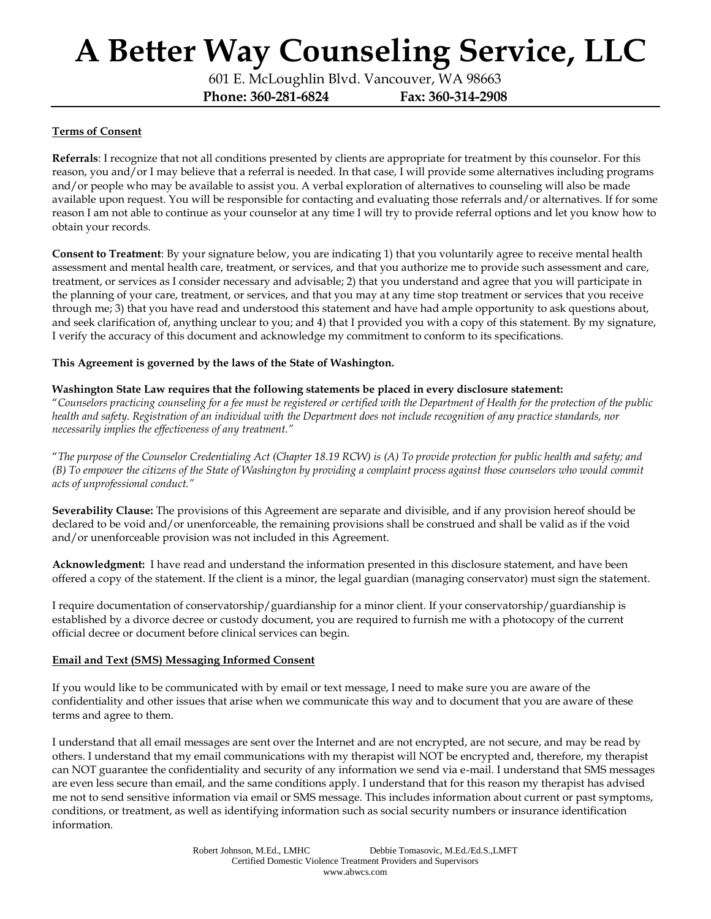# A Better Way Counseling Service, LLC

601 E. McLoughlin Blvd. Vancouver, WA 98663

**Phone: 360-281-6824 Fax: 360-314-2908**

---

**Terms of Consent**

**Referrals**: I recognize that not all conditions presented by clients are appropriate for treatment by this counselor. For this reason, you and/or I may believe that a referral is needed. In that case, I will provide some alternatives including programs and/or people who may be available to assist you. A verbal exploration of alternatives to counseling will also be made available upon request. You will be responsible for contacting and evaluating those referrals and/or alternatives. If for some reason I am not able to continue as your counselor at any time I will try to provide referral options and let you know how to obtain your records.

**Consent to Treatment**: By your signature below, you are indicating 1) that you voluntarily agree to receive mental health assessment and mental health care, treatment, or services, and that you authorize me to provide such assessment and care, treatment, or services as I consider necessary and advisable; 2) that you understand and agree that you will participate in the planning of your care, treatment, or services, and that you may at any time stop treatment or services that you receive through me; 3) that you have read and understood this statement and have had ample opportunity to ask questions about, and seek clarification of, anything unclear to you; and 4) that I provided you with a copy of this statement. By my signature, I verify the accuracy of this document and acknowledge my commitment to conform to its specifications.

**This Agreement is governed by the laws of the State of Washington.**

**Washington State Law requires that the following statements be placed in every disclosure statement:**

"*Counselors practicing counseling for a fee must be registered or certified with the Department of Health for the protection of the public health and safety. Registration of an individual with the Department does not include recognition of any practice standards, nor necessarily implies the effectiveness of any treatment.*"

"*The purpose of the Counselor Credentialing Act (Chapter 18.19 RCW) is (A) To provide protection for public health and safety; and (B) To empower the citizens of the State of Washington by providing a complaint process against those counselors who would commit acts of unprofessional conduct.*"

**Severability Clause:** The provisions of this Agreement are separate and divisible, and if any provision hereof should be declared to be void and/or unenforceable, the remaining provisions shall be construed and shall be valid as if the void and/or unenforceable provision was not included in this Agreement.

**Acknowledgment:** I have read and understand the information presented in this disclosure statement, and have been offered a copy of the statement. If the client is a minor, the legal guardian (managing conservator) must sign the statement.

I require documentation of conservatorship/guardianship for a minor client. If your conservatorship/guardianship is established by a divorce decree or custody document, you are required to furnish me with a photocopy of the current official decree or document before clinical services can begin.

**Email and Text (SMS) Messaging Informed Consent**

If you would like to be communicated with by email or text message, I need to make sure you are aware of the confidentiality and other issues that arise when we communicate this way and to document that you are aware of these terms and agree to them.

I understand that all email messages are sent over the Internet and are not encrypted, are not secure, and may be read by others. I understand that my email communications with my therapist will NOT be encrypted and, therefore, my therapist can NOT guarantee the confidentiality and security of any information we send via e-mail. I understand that SMS messages are even less secure than email, and the same conditions apply. I understand that for this reason my therapist has advised me not to send sensitive information via email or SMS message. This includes information about current or past symptoms, conditions, or treatment, as well as identifying information such as social security numbers or insurance identification information.

Robert Johnson, M.Ed., LMHC    Debbie Tomasovic, M.Ed./Ed.S.,LMFT
Certified Domestic Violence Treatment Providers and Supervisors
www.abwcs.com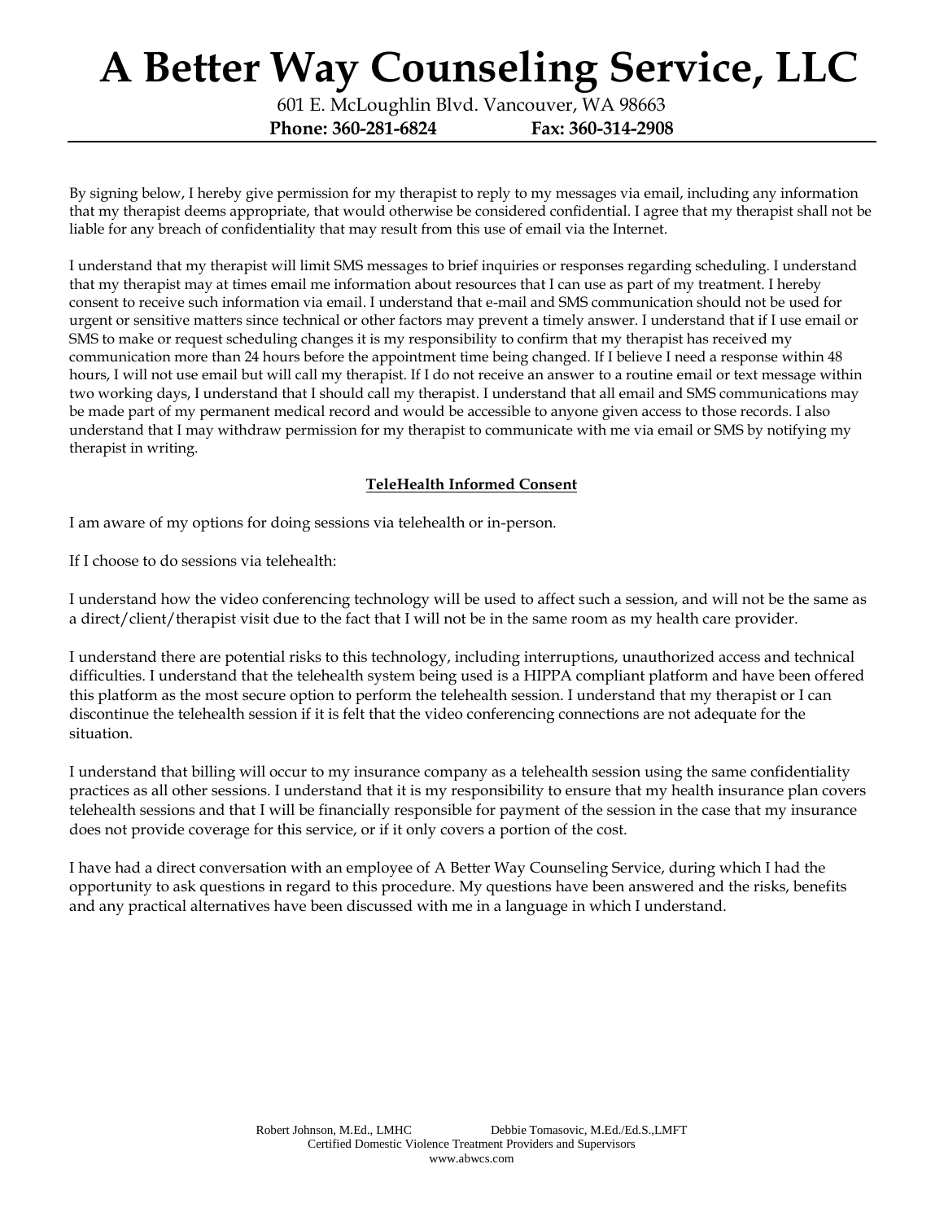By signing below, I hereby give permission for my therapist to reply to my messages via email, including any information that my therapist deems appropriate, that would otherwise be considered confidential. I agree that my therapist shall not be liable for any breach of confidentiality that may result from this use of email via the Internet.

I understand that my therapist will limit SMS messages to brief inquiries or responses regarding scheduling. I understand that my therapist may at times email me information about resources that I can use as part of my treatment. I hereby consent to receive such information via email. I understand that e-mail and SMS communication should not be used for urgent or sensitive matters since technical or other factors may prevent a timely answer. I understand that if I use email or SMS to make or request scheduling changes it is my responsibility to confirm that my therapist has received my communication more than 24 hours before the appointment time being changed. If I believe I need a response within 48 hours, I will not use email but will call my therapist. If I do not receive an answer to a routine email or text message within two working days, I understand that I should call my therapist. I understand that all email and SMS communications may be made part of my permanent medical record and would be accessible to anyone given access to those records. I also understand that I may withdraw permission for my therapist to communicate with me via email or SMS by notifying my therapist in writing.

## TeleHealth Informed Consent

I am aware of my options for doing sessions via telehealth or in-person.

If I choose to do sessions via telehealth:

I understand how the video conferencing technology will be used to affect such a session, and will not be the same as a direct/client/therapist visit due to the fact that I will not be in the same room as my health care provider.

I understand there are potential risks to this technology, including interruptions, unauthorized access and technical difficulties. I understand that the telehealth system being used is a HIPPA compliant platform and have been offered this platform as the most secure option to perform the telehealth session. I understand that my therapist or I can discontinue the telehealth session if it is felt that the video conferencing connections are not adequate for the situation.

I understand that billing will occur to my insurance company as a telehealth session using the same confidentiality practices as all other sessions. I understand that it is my responsibility to ensure that my health insurance plan covers telehealth sessions and that I will be financially responsible for payment of the session in the case that my insurance does not provide coverage for this service, or if it only covers a portion of the cost.

I have had a direct conversation with an employee of A Better Way Counseling Service, during which I had the opportunity to ask questions in regard to this procedure. My questions have been answered and the risks, benefits and any practical alternatives have been discussed with me in a language in which I understand.